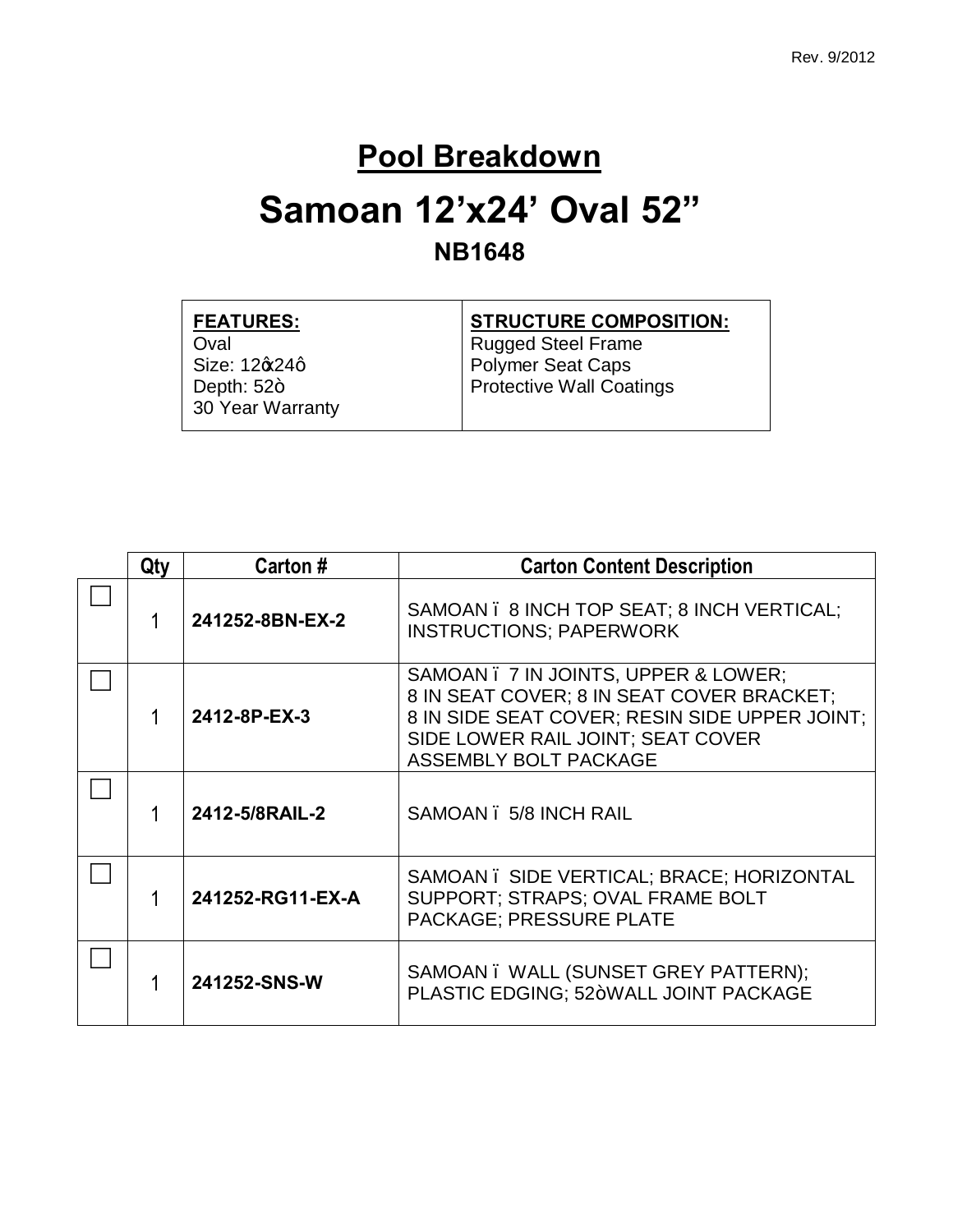Rev. 9/2012

# Pool Breakdown

# Samoan 12’x24’ Oval 52”

## NB1648

| **FEATURES:** | **STRUCTURE COMPOSITION:** |
| --- | --- |
| Oval<br>Size: 12ʼx24ʼ<br>Depth: 52”<br>30 Year Warranty | Rugged Steel Frame<br>Polymer Seat Caps<br>Protective Wall Coatings |

| | Qty | Carton # | Carton Content Description |
| --- | --- | --- | --- |
| ☐ | 1 | **241252-8BN-EX-2** | SAMOAN – 8 INCH TOP SEAT; 8 INCH VERTICAL; INSTRUCTIONS; PAPERWORK |
| ☐ | 1 | **2412-8P-EX-3** | SAMOAN – 7 IN JOINTS, UPPER & LOWER; 8 IN SEAT COVER; 8 IN SEAT COVER BRACKET; 8 IN SIDE SEAT COVER; RESIN SIDE UPPER JOINT; SIDE LOWER RAIL JOINT; SEAT COVER ASSEMBLY BOLT PACKAGE |
| ☐ | 1 | **2412-5/8RAIL-2** | SAMOAN – 5/8 INCH RAIL |
| ☐ | 1 | **241252-RG11-EX-A** | SAMOAN – SIDE VERTICAL; BRACE; HORIZONTAL SUPPORT; STRAPS; OVAL FRAME BOLT PACKAGE; PRESSURE PLATE |
| ☐ | 1 | **241252-SNS-W** | SAMOAN – WALL (SUNSET GREY PATTERN); PLASTIC EDGING; 52” WALL JOINT PACKAGE |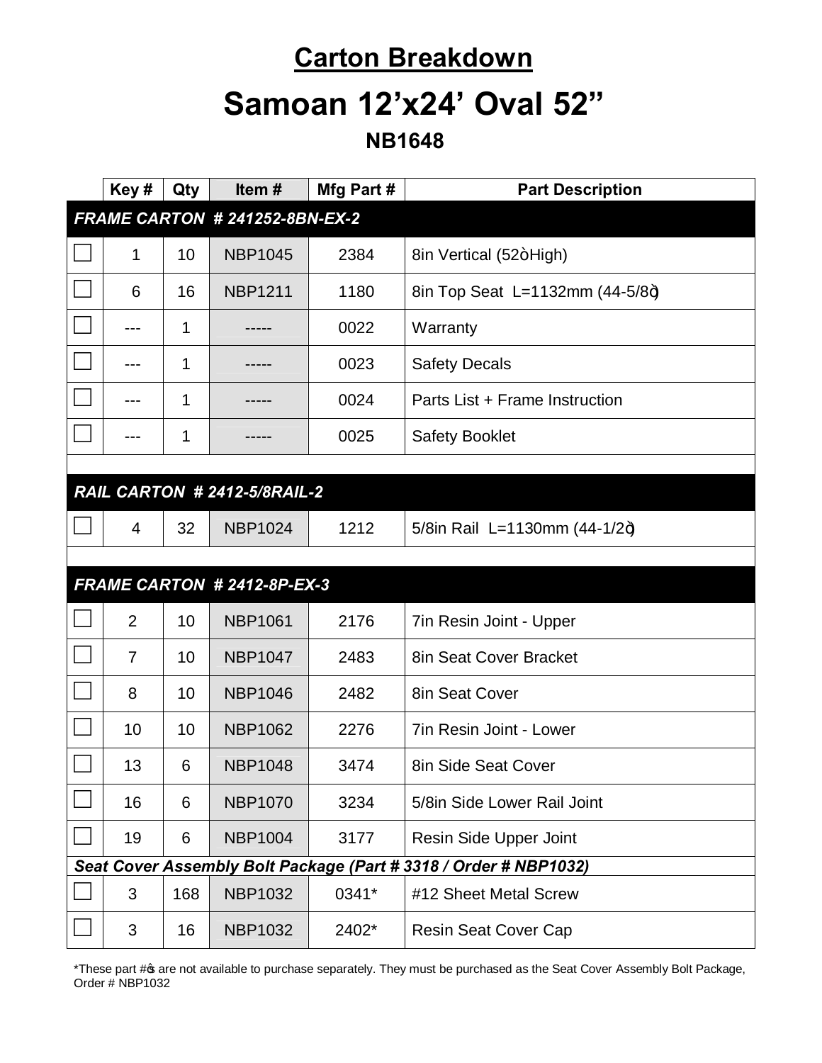# Carton Breakdown

# Samoan 12’x24’ Oval 52”

## NB1648

| | Key # | Qty | Item # | Mfg Part # | Part Description |
|---|---|---|---|---|---|
| ***FRAME CARTON # 241252-8BN-EX-2*** | | | | | |
| ☐ | 1 | 10 | NBP1045 | 2384 | 8in Vertical (52ò High) |
| ☐ | 6 | 16 | NBP1211 | 1180 | 8in Top Seat L=1132mm (44-5/8ò) |
| ☐ | --- | 1 | ----- | 0022 | Warranty |
| ☐ | --- | 1 | ----- | 0023 | Safety Decals |
| ☐ | --- | 1 | ----- | 0024 | Parts List + Frame Instruction |
| ☐ | --- | 1 | ----- | 0025 | Safety Booklet |
| | | | | | |
| ***RAIL CARTON # 2412-5/8RAIL-2*** | | | | | |
| ☐ | 4 | 32 | NBP1024 | 1212 | 5/8in Rail L=1130mm (44-1/2ò) |
| | | | | | |
| ***FRAME CARTON # 2412-8P-EX-3*** | | | | | |
| ☐ | 2 | 10 | NBP1061 | 2176 | 7in Resin Joint - Upper |
| ☐ | 7 | 10 | NBP1047 | 2483 | 8in Seat Cover Bracket |
| ☐ | 8 | 10 | NBP1046 | 2482 | 8in Seat Cover |
| ☐ | 10 | 10 | NBP1062 | 2276 | 7in Resin Joint - Lower |
| ☐ | 13 | 6 | NBP1048 | 3474 | 8in Side Seat Cover |
| ☐ | 16 | 6 | NBP1070 | 3234 | 5/8in Side Lower Rail Joint |
| ☐ | 19 | 6 | NBP1004 | 3177 | Resin Side Upper Joint |
| ***Seat Cover Assembly Bolt Package (Part # 3318 / Order # NBP1032)*** | | | | | |
| ☐ | 3 | 168 | NBP1032 | 0341* | #12 Sheet Metal Screw |
| ☐ | 3 | 16 | NBP1032 | 2402* | Resin Seat Cover Cap |

*These part #ö s are not available to purchase separately. They must be purchased as the Seat Cover Assembly Bolt Package, Order # NBP1032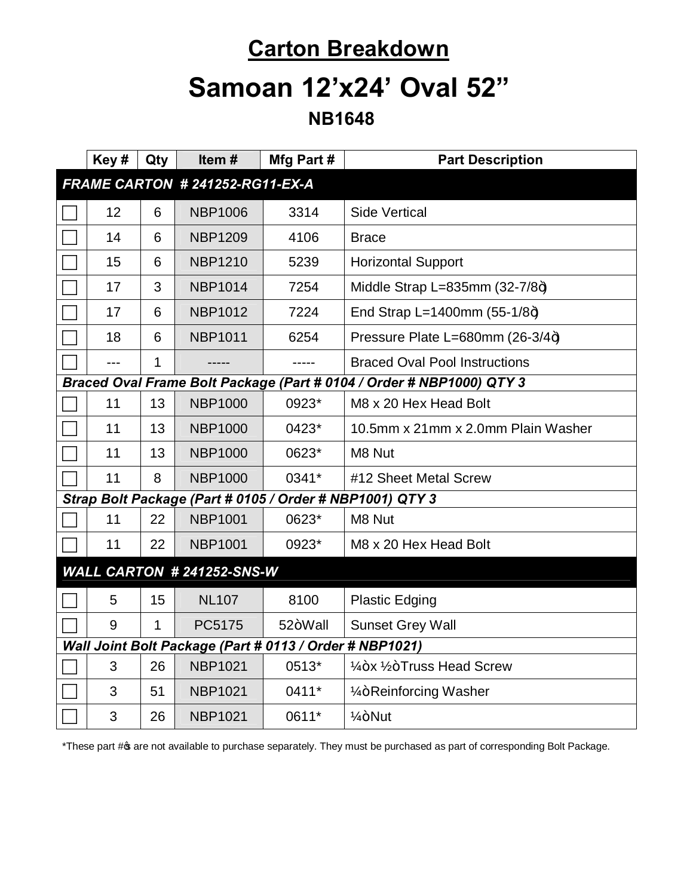## Carton Breakdown

# Samoan 12'x24' Oval 52"

### NB1648

| | Key # | Qty | Item # | Mfg Part # | Part Description |
|---|---|---|---|---|---|
| ***FRAME CARTON # 241252-RG11-EX-A*** | | | | | |
| ☐ | 12 | 6 | NBP1006 | 3314 | Side Vertical |
| ☐ | 14 | 6 | NBP1209 | 4106 | Brace |
| ☐ | 15 | 6 | NBP1210 | 5239 | Horizontal Support |
| ☐ | 17 | 3 | NBP1014 | 7254 | Middle Strap L=835mm (32-7/8ð) |
| ☐ | 17 | 6 | NBP1012 | 7224 | End Strap L=1400mm (55-1/8ð) |
| ☐ | 18 | 6 | NBP1011 | 6254 | Pressure Plate L=680mm (26-3/4ð) |
| ☐ | --- | 1 | ----- | ----- | Braced Oval Pool Instructions |
| ***Braced Oval Frame Bolt Package (Part # 0104 / Order # NBP1000) QTY 3*** | | | | | |
| ☐ | 11 | 13 | NBP1000 | 0923* | M8 x 20 Hex Head Bolt |
| ☐ | 11 | 13 | NBP1000 | 0423* | 10.5mm x 21mm x 2.0mm Plain Washer |
| ☐ | 11 | 13 | NBP1000 | 0623* | M8 Nut |
| ☐ | 11 | 8 | NBP1000 | 0341* | #12 Sheet Metal Screw |
| ***Strap Bolt Package (Part # 0105 / Order # NBP1001) QTY 3*** | | | | | |
| ☐ | 11 | 22 | NBP1001 | 0623* | M8 Nut |
| ☐ | 11 | 22 | NBP1001 | 0923* | M8 x 20 Hex Head Bolt |
| ***WALL CARTON # 241252-SNS-W*** | | | | | |
| ☐ | 5 | 15 | NL107 | 8100 | Plastic Edging |
| ☐ | 9 | 1 | PC5175 | 52òWall | Sunset Grey Wall |
| ***Wall Joint Bolt Package (Part # 0113 / Order # NBP1021)*** | | | | | |
| ☐ | 3 | 26 | NBP1021 | 0513* | ¼òx ½òTruss Head Screw |
| ☐ | 3 | 51 | NBP1021 | 0411* | ¼òReinforcing Washer |
| ☐ | 3 | 26 | NBP1021 | 0611* | ¼òNut |

*These part #ş are not available to purchase separately. They must be purchased as part of corresponding Bolt Package.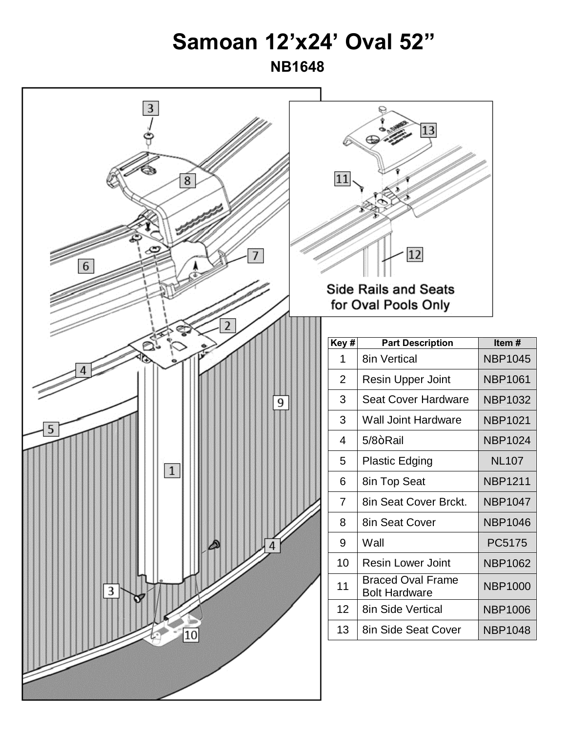# Samoan 12'x24' Oval 52"

## NB1648

Side Rails and Seats for Oval Pools Only

| Key # | Part Description | Item # |
| --- | --- | --- |
| 1 | 8in Vertical | NBP1045 |
| 2 | Resin Upper Joint | NBP1061 |
| 3 | Seat Cover Hardware | NBP1032 |
| 3 | Wall Joint Hardware | NBP1021 |
| 4 | 5/8òRail | NBP1024 |
| 5 | Plastic Edging | NL107 |
| 6 | 8in Top Seat | NBP1211 |
| 7 | 8in Seat Cover Brckt. | NBP1047 |
| 8 | 8in Seat Cover | NBP1046 |
| 9 | Wall | PC5175 |
| 10 | Resin Lower Joint | NBP1062 |
| 11 | Braced Oval Frame Bolt Hardware | NBP1000 |
| 12 | 8in Side Vertical | NBP1006 |
| 13 | 8in Side Seat Cover | NBP1048 |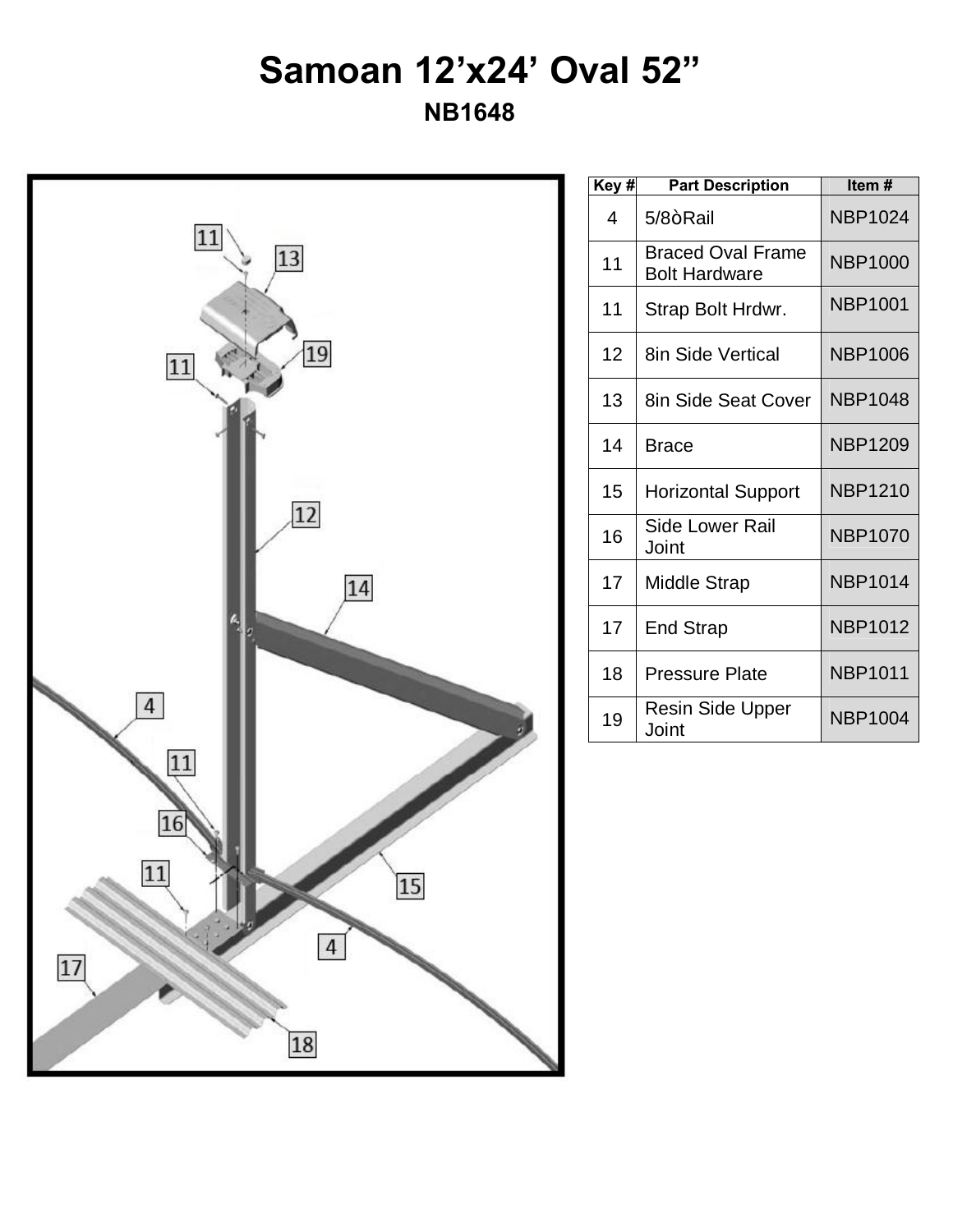# Samoan 12'x24' Oval 52"

## NB1648

11
13
19
11
12
14
4
11
16
11
15
4
17
18

| Key # | Part Description | Item # |
|---|---|---|
| 4 | 5/8òRail | NBP1024 |
| 11 | Braced Oval Frame Bolt Hardware | NBP1000 |
| 11 | Strap Bolt Hrdwr. | NBP1001 |
| 12 | 8in Side Vertical | NBP1006 |
| 13 | 8in Side Seat Cover | NBP1048 |
| 14 | Brace | NBP1209 |
| 15 | Horizontal Support | NBP1210 |
| 16 | Side Lower Rail Joint | NBP1070 |
| 17 | Middle Strap | NBP1014 |
| 17 | End Strap | NBP1012 |
| 18 | Pressure Plate | NBP1011 |
| 19 | Resin Side Upper Joint | NBP1004 |